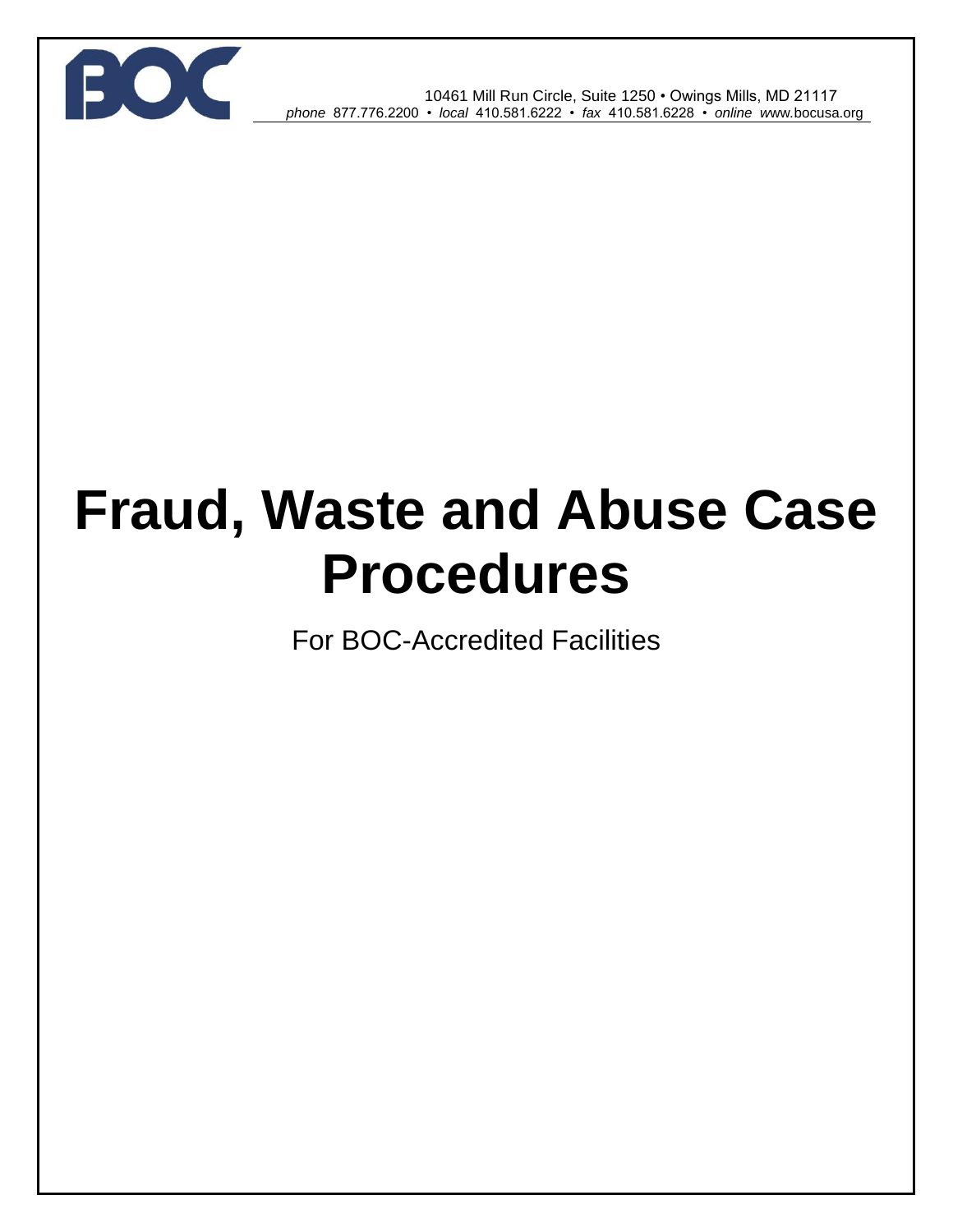BOC

10461 Mill Run Circle, Suite 1250 • Owings Mills, MD 21117
*phone* 877.776.2200 • *local* 410.581.6222 • *fax* 410.581.6228 • *online* www.bocusa.org

# Fraud, Waste and Abuse Case Procedures

For BOC-Accredited Facilities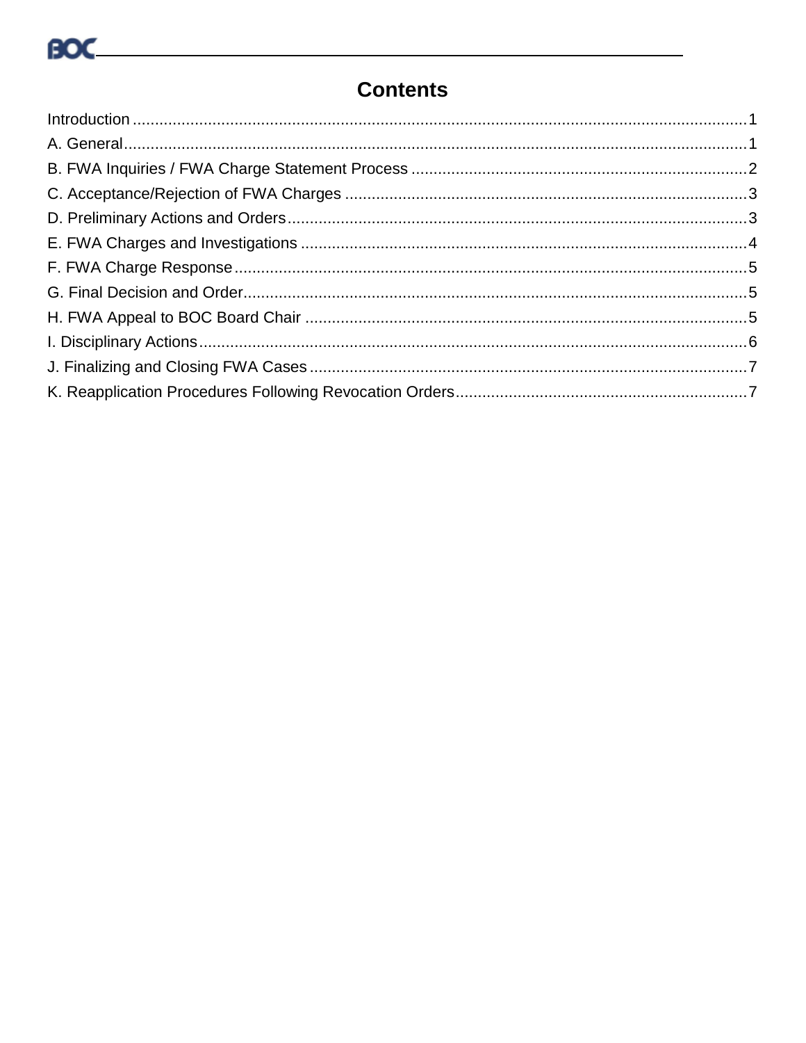# Contents

Introduction .......... 1
A. General .......... 1
B. FWA Inquiries / FWA Charge Statement Process .......... 2
C. Acceptance/Rejection of FWA Charges .......... 3
D. Preliminary Actions and Orders .......... 3
E. FWA Charges and Investigations .......... 4
F. FWA Charge Response .......... 5
G. Final Decision and Order .......... 5
H. FWA Appeal to BOC Board Chair .......... 5
I. Disciplinary Actions .......... 6
J. Finalizing and Closing FWA Cases .......... 7
K. Reapplication Procedures Following Revocation Orders .......... 7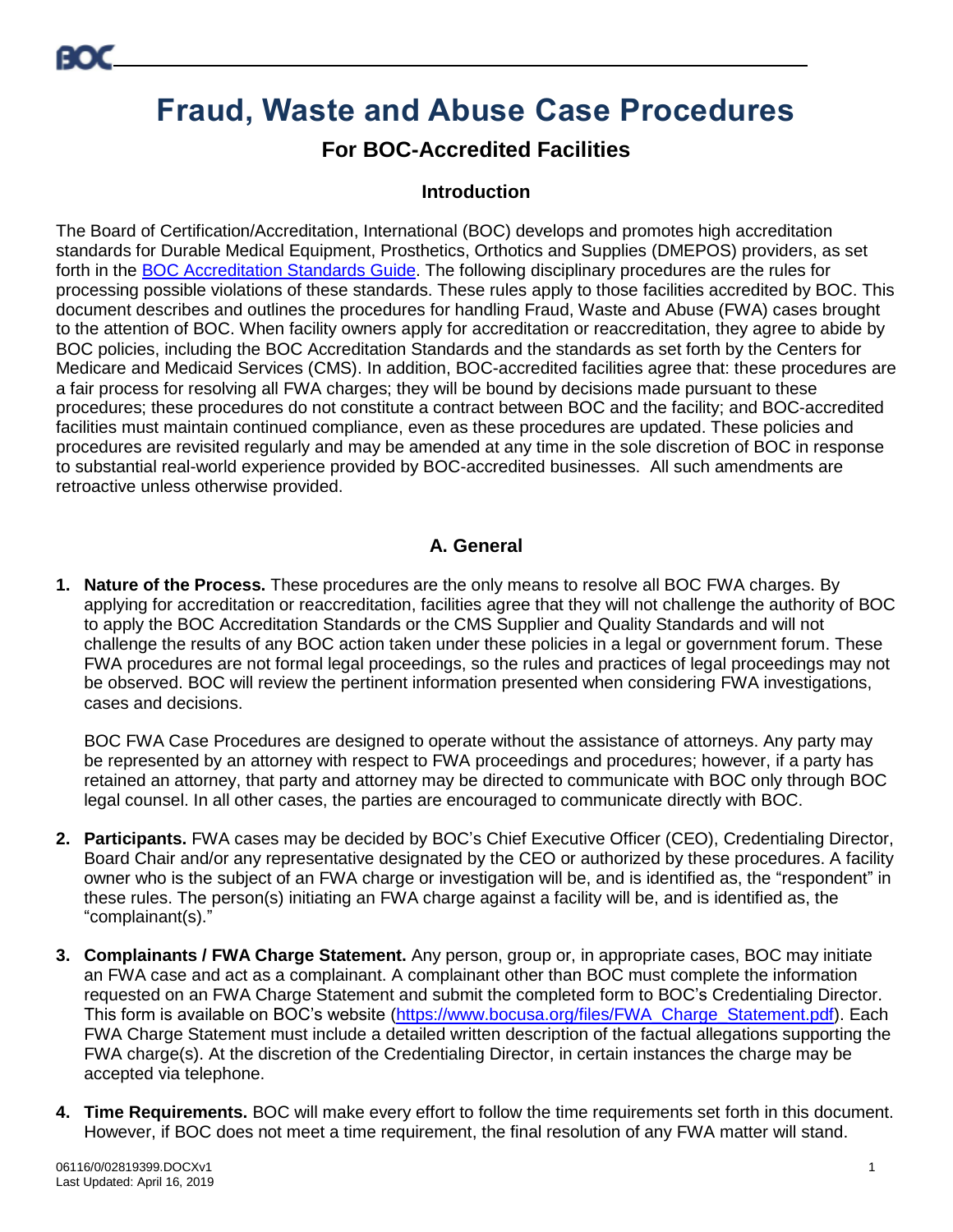# Fraud, Waste and Abuse Case Procedures

## For BOC-Accredited Facilities

### Introduction

The Board of Certification/Accreditation, International (BOC) develops and promotes high accreditation standards for Durable Medical Equipment, Prosthetics, Orthotics and Supplies (DMEPOS) providers, as set forth in the [BOC Accreditation Standards Guide](). The following disciplinary procedures are the rules for processing possible violations of these standards. These rules apply to those facilities accredited by BOC. This document describes and outlines the procedures for handling Fraud, Waste and Abuse (FWA) cases brought to the attention of BOC. When facility owners apply for accreditation or reaccreditation, they agree to abide by BOC policies, including the BOC Accreditation Standards and the standards as set forth by the Centers for Medicare and Medicaid Services (CMS). In addition, BOC-accredited facilities agree that: these procedures are a fair process for resolving all FWA charges; they will be bound by decisions made pursuant to these procedures; these procedures do not constitute a contract between BOC and the facility; and BOC-accredited facilities must maintain continued compliance, even as these procedures are updated. These policies and procedures are revisited regularly and may be amended at any time in the sole discretion of BOC in response to substantial real-world experience provided by BOC-accredited businesses. All such amendments are retroactive unless otherwise provided.

### A. General

1. **Nature of the Process.** These procedures are the only means to resolve all BOC FWA charges. By applying for accreditation or reaccreditation, facilities agree that they will not challenge the authority of BOC to apply the BOC Accreditation Standards or the CMS Supplier and Quality Standards and will not challenge the results of any BOC action taken under these policies in a legal or government forum. These FWA procedures are not formal legal proceedings, so the rules and practices of legal proceedings may not be observed. BOC will review the pertinent information presented when considering FWA investigations, cases and decisions.

   BOC FWA Case Procedures are designed to operate without the assistance of attorneys. Any party may be represented by an attorney with respect to FWA proceedings and procedures; however, if a party has retained an attorney, that party and attorney may be directed to communicate with BOC only through BOC legal counsel. In all other cases, the parties are encouraged to communicate directly with BOC.

2. **Participants.** FWA cases may be decided by BOC's Chief Executive Officer (CEO), Credentialing Director, Board Chair and/or any representative designated by the CEO or authorized by these procedures. A facility owner who is the subject of an FWA charge or investigation will be, and is identified as, the "respondent" in these rules. The person(s) initiating an FWA charge against a facility will be, and is identified as, the "complainant(s)."

3. **Complainants / FWA Charge Statement.** Any person, group or, in appropriate cases, BOC may initiate an FWA case and act as a complainant. A complainant other than BOC must complete the information requested on an FWA Charge Statement and submit the completed form to BOC's Credentialing Director. This form is available on BOC's website ([https://www.bocusa.org/files/FWA_Charge_Statement.pdf](https://www.bocusa.org/files/FWA_Charge_Statement.pdf)). Each FWA Charge Statement must include a detailed written description of the factual allegations supporting the FWA charge(s). At the discretion of the Credentialing Director, in certain instances the charge may be accepted via telephone.

4. **Time Requirements.** BOC will make every effort to follow the time requirements set forth in this document. However, if BOC does not meet a time requirement, the final resolution of any FWA matter will stand.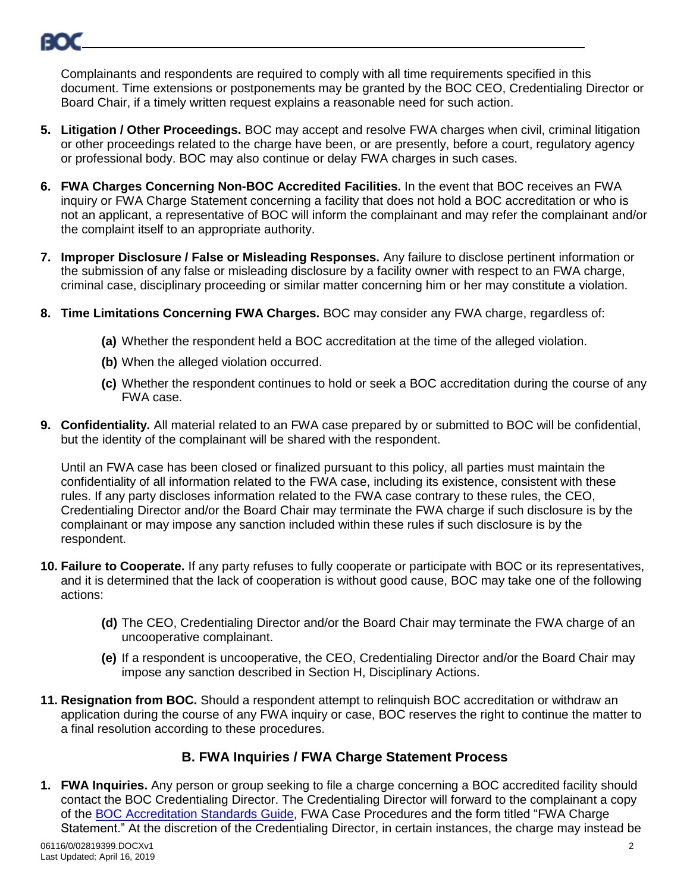Complainants and respondents are required to comply with all time requirements specified in this document. Time extensions or postponements may be granted by the BOC CEO, Credentialing Director or Board Chair, if a timely written request explains a reasonable need for such action.

5. **Litigation / Other Proceedings.** BOC may accept and resolve FWA charges when civil, criminal litigation or other proceedings related to the charge have been, or are presently, before a court, regulatory agency or professional body. BOC may also continue or delay FWA charges in such cases.

6. **FWA Charges Concerning Non-BOC Accredited Facilities.** In the event that BOC receives an FWA inquiry or FWA Charge Statement concerning a facility that does not hold a BOC accreditation or who is not an applicant, a representative of BOC will inform the complainant and may refer the complainant and/or the complaint itself to an appropriate authority.

7. **Improper Disclosure / False or Misleading Responses.** Any failure to disclose pertinent information or the submission of any false or misleading disclosure by a facility owner with respect to an FWA charge, criminal case, disciplinary proceeding or similar matter concerning him or her may constitute a violation.

8. **Time Limitations Concerning FWA Charges.** BOC may consider any FWA charge, regardless of:

   **(a)** Whether the respondent held a BOC accreditation at the time of the alleged violation.

   **(b)** When the alleged violation occurred.

   **(c)** Whether the respondent continues to hold or seek a BOC accreditation during the course of any FWA case.

9. **Confidentiality.** All material related to an FWA case prepared by or submitted to BOC will be confidential, but the identity of the complainant will be shared with the respondent.

   Until an FWA case has been closed or finalized pursuant to this policy, all parties must maintain the confidentiality of all information related to the FWA case, including its existence, consistent with these rules. If any party discloses information related to the FWA case contrary to these rules, the CEO, Credentialing Director and/or the Board Chair may terminate the FWA charge if such disclosure is by the complainant or may impose any sanction included within these rules if such disclosure is by the respondent.

10. **Failure to Cooperate.** If any party refuses to fully cooperate or participate with BOC or its representatives, and it is determined that the lack of cooperation is without good cause, BOC may take one of the following actions:

    **(d)** The CEO, Credentialing Director and/or the Board Chair may terminate the FWA charge of an uncooperative complainant.

    **(e)** If a respondent is uncooperative, the CEO, Credentialing Director and/or the Board Chair may impose any sanction described in Section H, Disciplinary Actions.

11. **Resignation from BOC.** Should a respondent attempt to relinquish BOC accreditation or withdraw an application during the course of any FWA inquiry or case, BOC reserves the right to continue the matter to a final resolution according to these procedures.

## B. FWA Inquiries / FWA Charge Statement Process

1. **FWA Inquiries.** Any person or group seeking to file a charge concerning a BOC accredited facility should contact the BOC Credentialing Director. The Credentialing Director will forward to the complainant a copy of the BOC Accreditation Standards Guide, FWA Case Procedures and the form titled "FWA Charge Statement." At the discretion of the Credentialing Director, in certain instances, the charge may instead be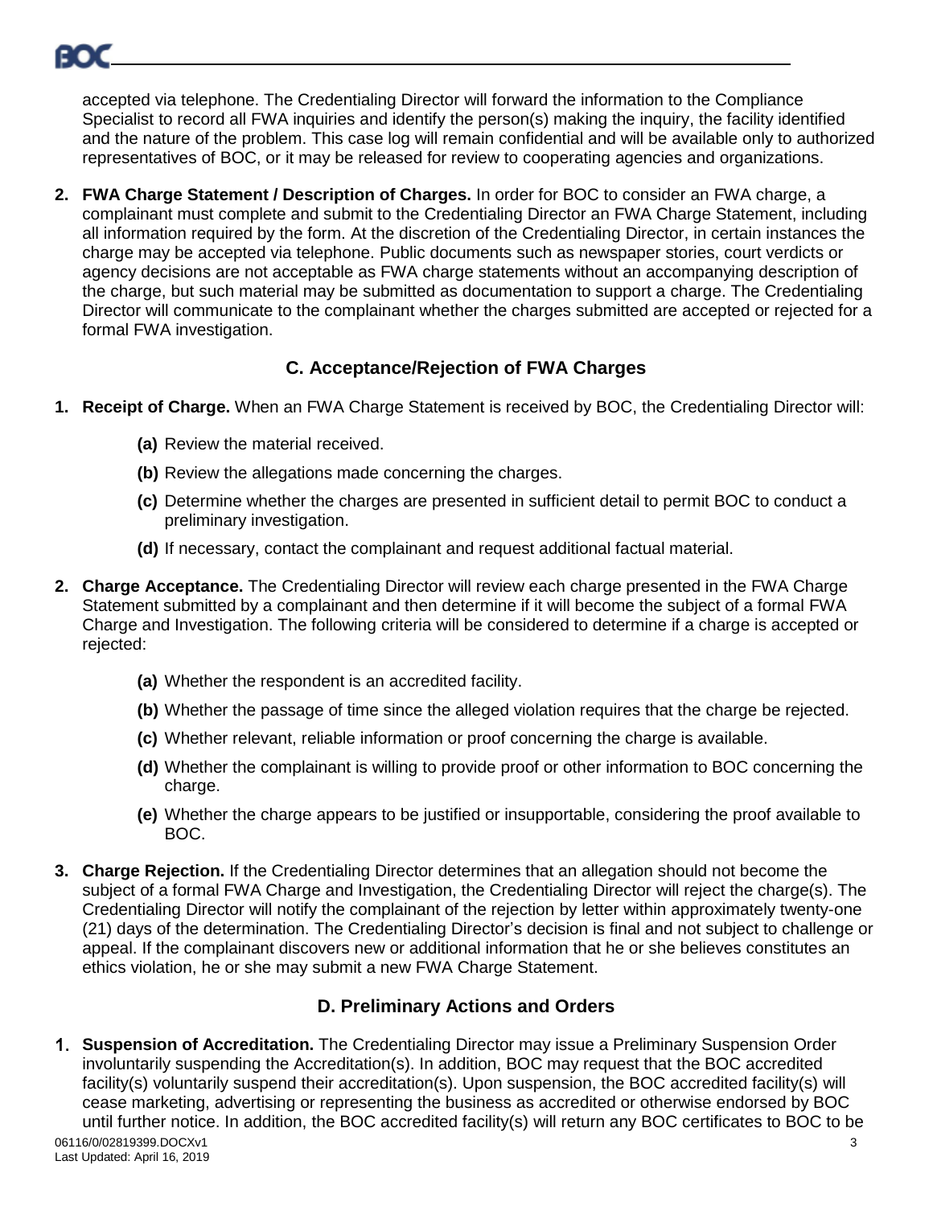accepted via telephone. The Credentialing Director will forward the information to the Compliance Specialist to record all FWA inquiries and identify the person(s) making the inquiry, the facility identified and the nature of the problem. This case log will remain confidential and will be available only to authorized representatives of BOC, or it may be released for review to cooperating agencies and organizations.

2. **FWA Charge Statement / Description of Charges.** In order for BOC to consider an FWA charge, a complainant must complete and submit to the Credentialing Director an FWA Charge Statement, including all information required by the form. At the discretion of the Credentialing Director, in certain instances the charge may be accepted via telephone. Public documents such as newspaper stories, court verdicts or agency decisions are not acceptable as FWA charge statements without an accompanying description of the charge, but such material may be submitted as documentation to support a charge. The Credentialing Director will communicate to the complainant whether the charges submitted are accepted or rejected for a formal FWA investigation.

### C. Acceptance/Rejection of FWA Charges

1. **Receipt of Charge.** When an FWA Charge Statement is received by BOC, the Credentialing Director will:

   **(a)** Review the material received.

   **(b)** Review the allegations made concerning the charges.

   **(c)** Determine whether the charges are presented in sufficient detail to permit BOC to conduct a preliminary investigation.

   **(d)** If necessary, contact the complainant and request additional factual material.

2. **Charge Acceptance.** The Credentialing Director will review each charge presented in the FWA Charge Statement submitted by a complainant and then determine if it will become the subject of a formal FWA Charge and Investigation. The following criteria will be considered to determine if a charge is accepted or rejected:

   **(a)** Whether the respondent is an accredited facility.

   **(b)** Whether the passage of time since the alleged violation requires that the charge be rejected.

   **(c)** Whether relevant, reliable information or proof concerning the charge is available.

   **(d)** Whether the complainant is willing to provide proof or other information to BOC concerning the charge.

   **(e)** Whether the charge appears to be justified or insupportable, considering the proof available to BOC.

3. **Charge Rejection.** If the Credentialing Director determines that an allegation should not become the subject of a formal FWA Charge and Investigation, the Credentialing Director will reject the charge(s). The Credentialing Director will notify the complainant of the rejection by letter within approximately twenty-one (21) days of the determination. The Credentialing Director's decision is final and not subject to challenge or appeal. If the complainant discovers new or additional information that he or she believes constitutes an ethics violation, he or she may submit a new FWA Charge Statement.

### D. Preliminary Actions and Orders

1. **Suspension of Accreditation.** The Credentialing Director may issue a Preliminary Suspension Order involuntarily suspending the Accreditation(s). In addition, BOC may request that the BOC accredited facility(s) voluntarily suspend their accreditation(s). Upon suspension, the BOC accredited facility(s) will cease marketing, advertising or representing the business as accredited or otherwise endorsed by BOC until further notice. In addition, the BOC accredited facility(s) will return any BOC certificates to BOC to be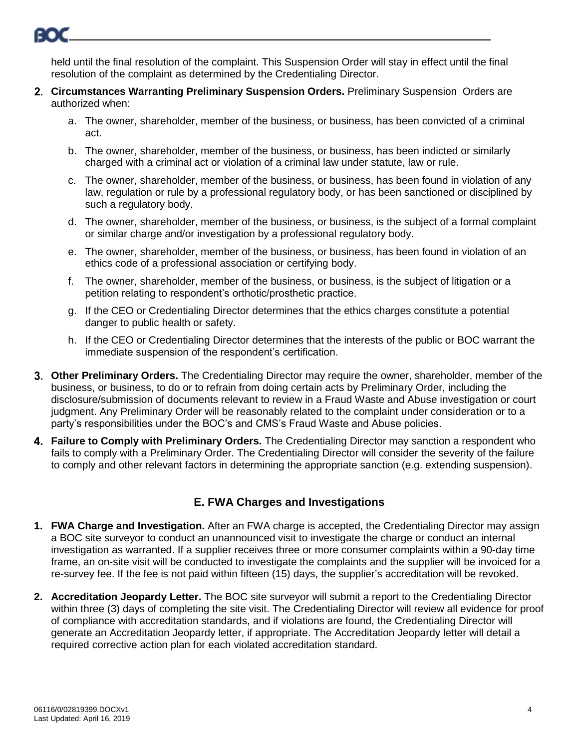held until the final resolution of the complaint. This Suspension Order will stay in effect until the final resolution of the complaint as determined by the Credentialing Director.

2. **Circumstances Warranting Preliminary Suspension Orders.** Preliminary Suspension Orders are authorized when:

   a. The owner, shareholder, member of the business, or business, has been convicted of a criminal act.

   b. The owner, shareholder, member of the business, or business, has been indicted or similarly charged with a criminal act or violation of a criminal law under statute, law or rule.

   c. The owner, shareholder, member of the business, or business, has been found in violation of any law, regulation or rule by a professional regulatory body, or has been sanctioned or disciplined by such a regulatory body.

   d. The owner, shareholder, member of the business, or business, is the subject of a formal complaint or similar charge and/or investigation by a professional regulatory body.

   e. The owner, shareholder, member of the business, or business, has been found in violation of an ethics code of a professional association or certifying body.

   f. The owner, shareholder, member of the business, or business, is the subject of litigation or a petition relating to respondent's orthotic/prosthetic practice.

   g. If the CEO or Credentialing Director determines that the ethics charges constitute a potential danger to public health or safety.

   h. If the CEO or Credentialing Director determines that the interests of the public or BOC warrant the immediate suspension of the respondent's certification.

3. **Other Preliminary Orders.** The Credentialing Director may require the owner, shareholder, member of the business, or business, to do or to refrain from doing certain acts by Preliminary Order, including the disclosure/submission of documents relevant to review in a Fraud Waste and Abuse investigation or court judgment. Any Preliminary Order will be reasonably related to the complaint under consideration or to a party's responsibilities under the BOC's and CMS's Fraud Waste and Abuse policies.

4. **Failure to Comply with Preliminary Orders.** The Credentialing Director may sanction a respondent who fails to comply with a Preliminary Order. The Credentialing Director will consider the severity of the failure to comply and other relevant factors in determining the appropriate sanction (e.g. extending suspension).

## E. FWA Charges and Investigations

1. **FWA Charge and Investigation.** After an FWA charge is accepted, the Credentialing Director may assign a BOC site surveyor to conduct an unannounced visit to investigate the charge or conduct an internal investigation as warranted. If a supplier receives three or more consumer complaints within a 90-day time frame, an on-site visit will be conducted to investigate the complaints and the supplier will be invoiced for a re-survey fee. If the fee is not paid within fifteen (15) days, the supplier's accreditation will be revoked.

2. **Accreditation Jeopardy Letter.** The BOC site surveyor will submit a report to the Credentialing Director within three (3) days of completing the site visit. The Credentialing Director will review all evidence for proof of compliance with accreditation standards, and if violations are found, the Credentialing Director will generate an Accreditation Jeopardy letter, if appropriate. The Accreditation Jeopardy letter will detail a required corrective action plan for each violated accreditation standard.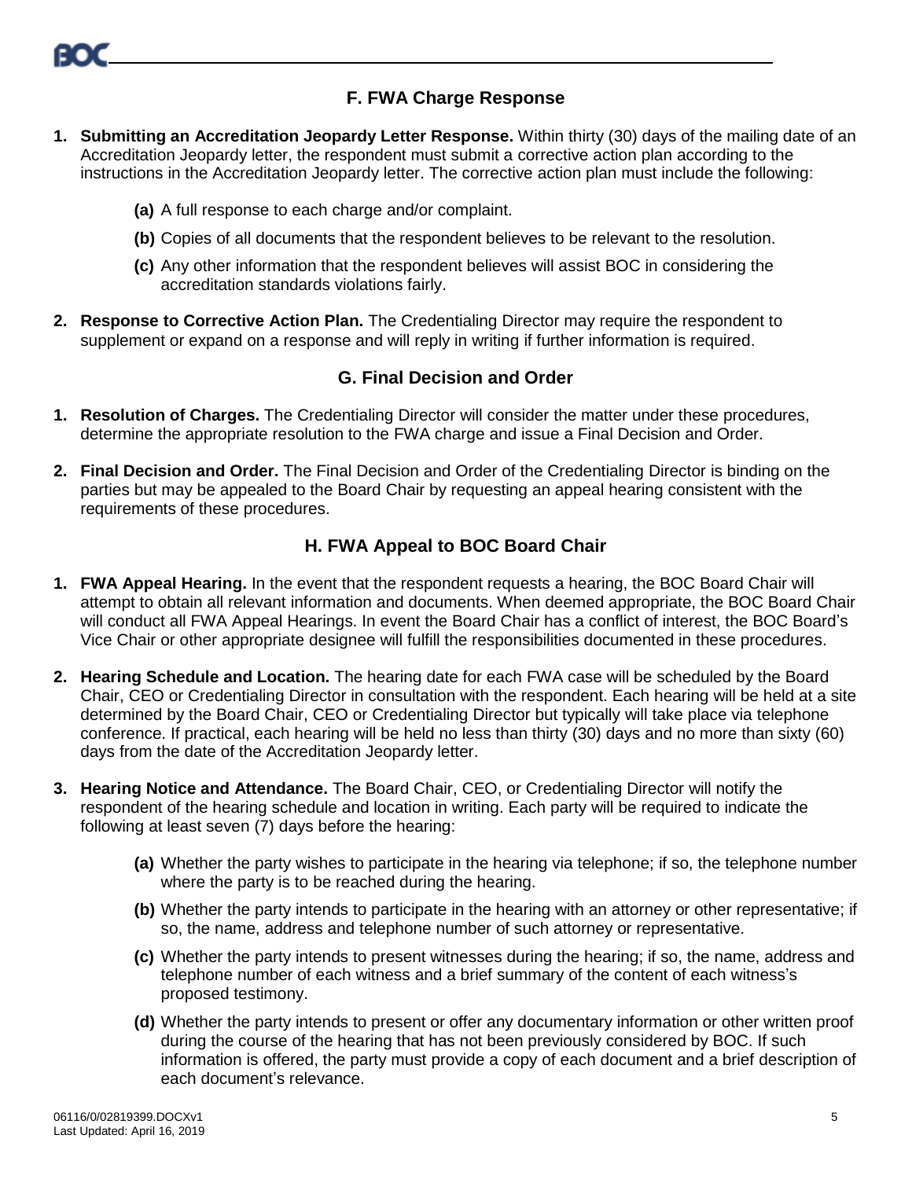## F. FWA Charge Response

1. **Submitting an Accreditation Jeopardy Letter Response.** Within thirty (30) days of the mailing date of an Accreditation Jeopardy letter, the respondent must submit a corrective action plan according to the instructions in the Accreditation Jeopardy letter. The corrective action plan must include the following:

   **(a)** A full response to each charge and/or complaint.

   **(b)** Copies of all documents that the respondent believes to be relevant to the resolution.

   **(c)** Any other information that the respondent believes will assist BOC in considering the accreditation standards violations fairly.

2. **Response to Corrective Action Plan.** The Credentialing Director may require the respondent to supplement or expand on a response and will reply in writing if further information is required.

## G. Final Decision and Order

1. **Resolution of Charges.** The Credentialing Director will consider the matter under these procedures, determine the appropriate resolution to the FWA charge and issue a Final Decision and Order.

2. **Final Decision and Order.** The Final Decision and Order of the Credentialing Director is binding on the parties but may be appealed to the Board Chair by requesting an appeal hearing consistent with the requirements of these procedures.

## H. FWA Appeal to BOC Board Chair

1. **FWA Appeal Hearing.** In the event that the respondent requests a hearing, the BOC Board Chair will attempt to obtain all relevant information and documents. When deemed appropriate, the BOC Board Chair will conduct all FWA Appeal Hearings. In event the Board Chair has a conflict of interest, the BOC Board's Vice Chair or other appropriate designee will fulfill the responsibilities documented in these procedures.

2. **Hearing Schedule and Location.** The hearing date for each FWA case will be scheduled by the Board Chair, CEO or Credentialing Director in consultation with the respondent. Each hearing will be held at a site determined by the Board Chair, CEO or Credentialing Director but typically will take place via telephone conference. If practical, each hearing will be held no less than thirty (30) days and no more than sixty (60) days from the date of the Accreditation Jeopardy letter.

3. **Hearing Notice and Attendance.** The Board Chair, CEO, or Credentialing Director will notify the respondent of the hearing schedule and location in writing. Each party will be required to indicate the following at least seven (7) days before the hearing:

   **(a)** Whether the party wishes to participate in the hearing via telephone; if so, the telephone number where the party is to be reached during the hearing.

   **(b)** Whether the party intends to participate in the hearing with an attorney or other representative; if so, the name, address and telephone number of such attorney or representative.

   **(c)** Whether the party intends to present witnesses during the hearing; if so, the name, address and telephone number of each witness and a brief summary of the content of each witness's proposed testimony.

   **(d)** Whether the party intends to present or offer any documentary information or other written proof during the course of the hearing that has not been previously considered by BOC. If such information is offered, the party must provide a copy of each document and a brief description of each document's relevance.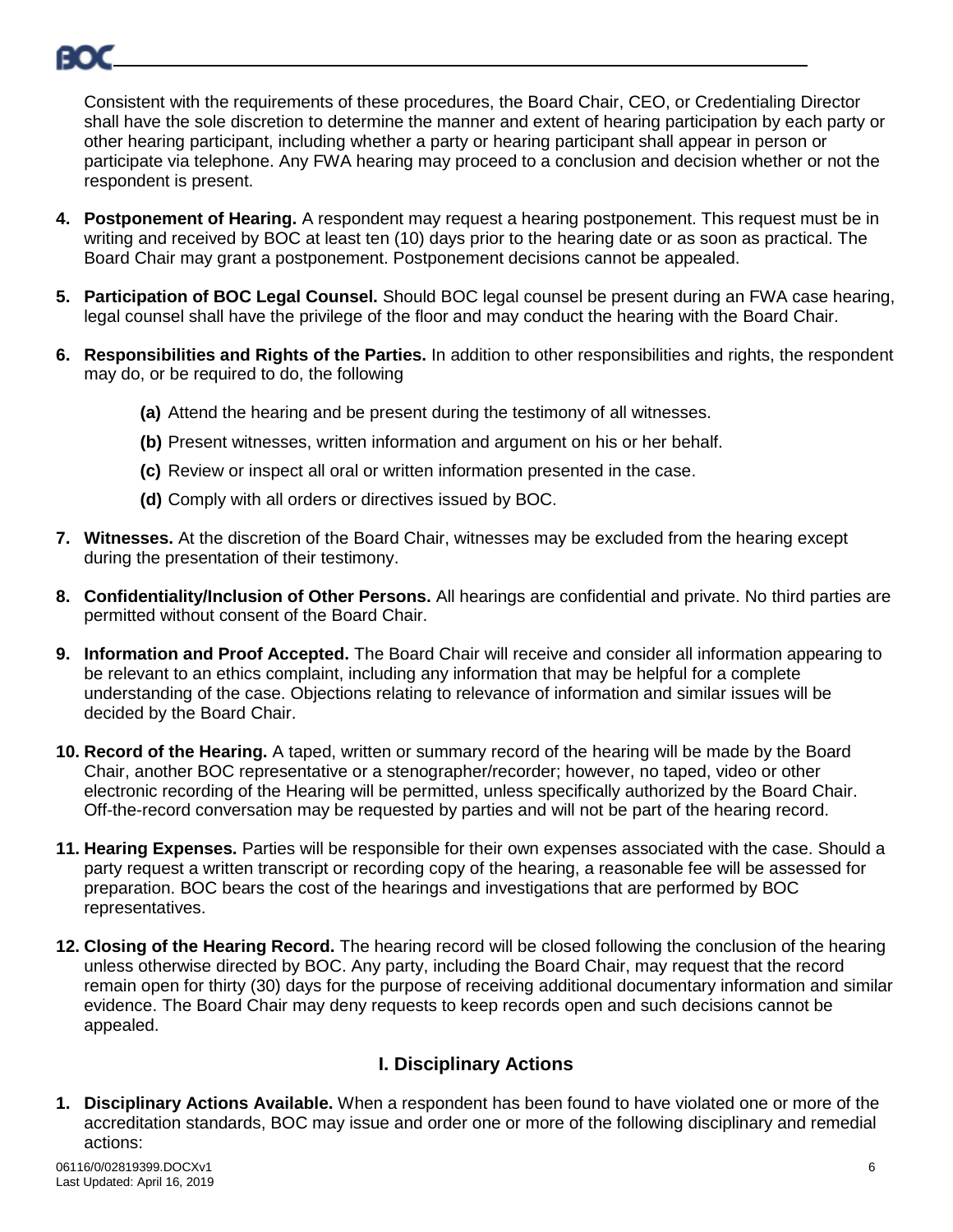Consistent with the requirements of these procedures, the Board Chair, CEO, or Credentialing Director shall have the sole discretion to determine the manner and extent of hearing participation by each party or other hearing participant, including whether a party or hearing participant shall appear in person or participate via telephone. Any FWA hearing may proceed to a conclusion and decision whether or not the respondent is present.

4. **Postponement of Hearing.** A respondent may request a hearing postponement. This request must be in writing and received by BOC at least ten (10) days prior to the hearing date or as soon as practical. The Board Chair may grant a postponement. Postponement decisions cannot be appealed.

5. **Participation of BOC Legal Counsel.** Should BOC legal counsel be present during an FWA case hearing, legal counsel shall have the privilege of the floor and may conduct the hearing with the Board Chair.

6. **Responsibilities and Rights of the Parties.** In addition to other responsibilities and rights, the respondent may do, or be required to do, the following

   **(a)** Attend the hearing and be present during the testimony of all witnesses.

   **(b)** Present witnesses, written information and argument on his or her behalf.

   **(c)** Review or inspect all oral or written information presented in the case.

   **(d)** Comply with all orders or directives issued by BOC.

7. **Witnesses.** At the discretion of the Board Chair, witnesses may be excluded from the hearing except during the presentation of their testimony.

8. **Confidentiality/Inclusion of Other Persons.** All hearings are confidential and private. No third parties are permitted without consent of the Board Chair.

9. **Information and Proof Accepted.** The Board Chair will receive and consider all information appearing to be relevant to an ethics complaint, including any information that may be helpful for a complete understanding of the case. Objections relating to relevance of information and similar issues will be decided by the Board Chair.

10. **Record of the Hearing.** A taped, written or summary record of the hearing will be made by the Board Chair, another BOC representative or a stenographer/recorder; however, no taped, video or other electronic recording of the Hearing will be permitted, unless specifically authorized by the Board Chair. Off-the-record conversation may be requested by parties and will not be part of the hearing record.

11. **Hearing Expenses.** Parties will be responsible for their own expenses associated with the case. Should a party request a written transcript or recording copy of the hearing, a reasonable fee will be assessed for preparation. BOC bears the cost of the hearings and investigations that are performed by BOC representatives.

12. **Closing of the Hearing Record.** The hearing record will be closed following the conclusion of the hearing unless otherwise directed by BOC. Any party, including the Board Chair, may request that the record remain open for thirty (30) days for the purpose of receiving additional documentary information and similar evidence. The Board Chair may deny requests to keep records open and such decisions cannot be appealed.

## I. Disciplinary Actions

1. **Disciplinary Actions Available.** When a respondent has been found to have violated one or more of the accreditation standards, BOC may issue and order one or more of the following disciplinary and remedial actions: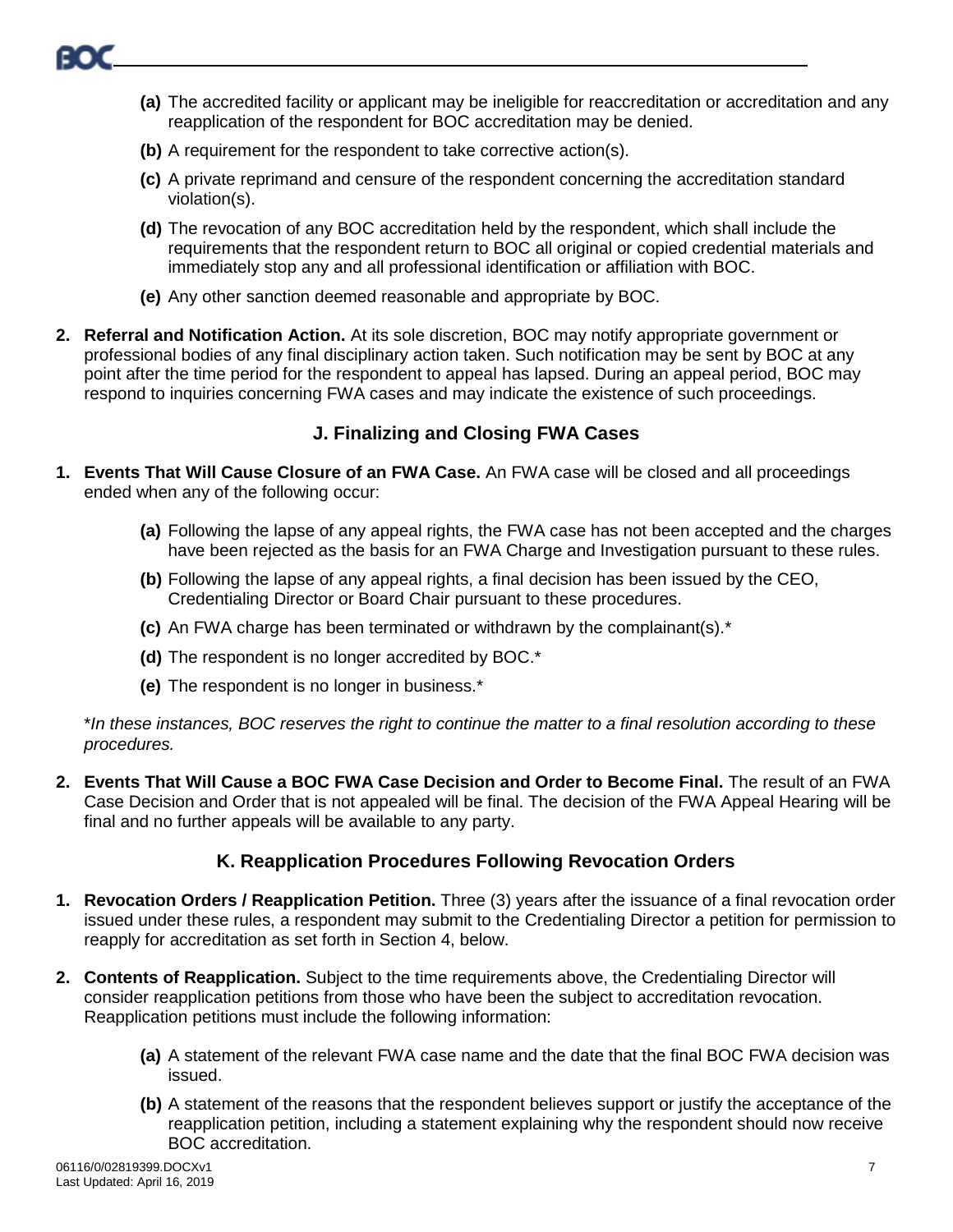- **(a)** The accredited facility or applicant may be ineligible for reaccreditation or accreditation and any reapplication of the respondent for BOC accreditation may be denied.
- **(b)** A requirement for the respondent to take corrective action(s).
- **(c)** A private reprimand and censure of the respondent concerning the accreditation standard violation(s).
- **(d)** The revocation of any BOC accreditation held by the respondent, which shall include the requirements that the respondent return to BOC all original or copied credential materials and immediately stop any and all professional identification or affiliation with BOC.
- **(e)** Any other sanction deemed reasonable and appropriate by BOC.

2. **Referral and Notification Action.** At its sole discretion, BOC may notify appropriate government or professional bodies of any final disciplinary action taken. Such notification may be sent by BOC at any point after the time period for the respondent to appeal has lapsed. During an appeal period, BOC may respond to inquiries concerning FWA cases and may indicate the existence of such proceedings.

## J. Finalizing and Closing FWA Cases

1. **Events That Will Cause Closure of an FWA Case.** An FWA case will be closed and all proceedings ended when any of the following occur:

   - **(a)** Following the lapse of any appeal rights, the FWA case has not been accepted and the charges have been rejected as the basis for an FWA Charge and Investigation pursuant to these rules.
   - **(b)** Following the lapse of any appeal rights, a final decision has been issued by the CEO, Credentialing Director or Board Chair pursuant to these procedures.
   - **(c)** An FWA charge has been terminated or withdrawn by the complainant(s).*
   - **(d)** The respondent is no longer accredited by BOC.*
   - **(e)** The respondent is no longer in business.*

   *\*In these instances, BOC reserves the right to continue the matter to a final resolution according to these procedures.*

2. **Events That Will Cause a BOC FWA Case Decision and Order to Become Final.** The result of an FWA Case Decision and Order that is not appealed will be final. The decision of the FWA Appeal Hearing will be final and no further appeals will be available to any party.

## K. Reapplication Procedures Following Revocation Orders

1. **Revocation Orders / Reapplication Petition.** Three (3) years after the issuance of a final revocation order issued under these rules, a respondent may submit to the Credentialing Director a petition for permission to reapply for accreditation as set forth in Section 4, below.

2. **Contents of Reapplication.** Subject to the time requirements above, the Credentialing Director will consider reapplication petitions from those who have been the subject to accreditation revocation. Reapplication petitions must include the following information:

   - **(a)** A statement of the relevant FWA case name and the date that the final BOC FWA decision was issued.
   - **(b)** A statement of the reasons that the respondent believes support or justify the acceptance of the reapplication petition, including a statement explaining why the respondent should now receive BOC accreditation.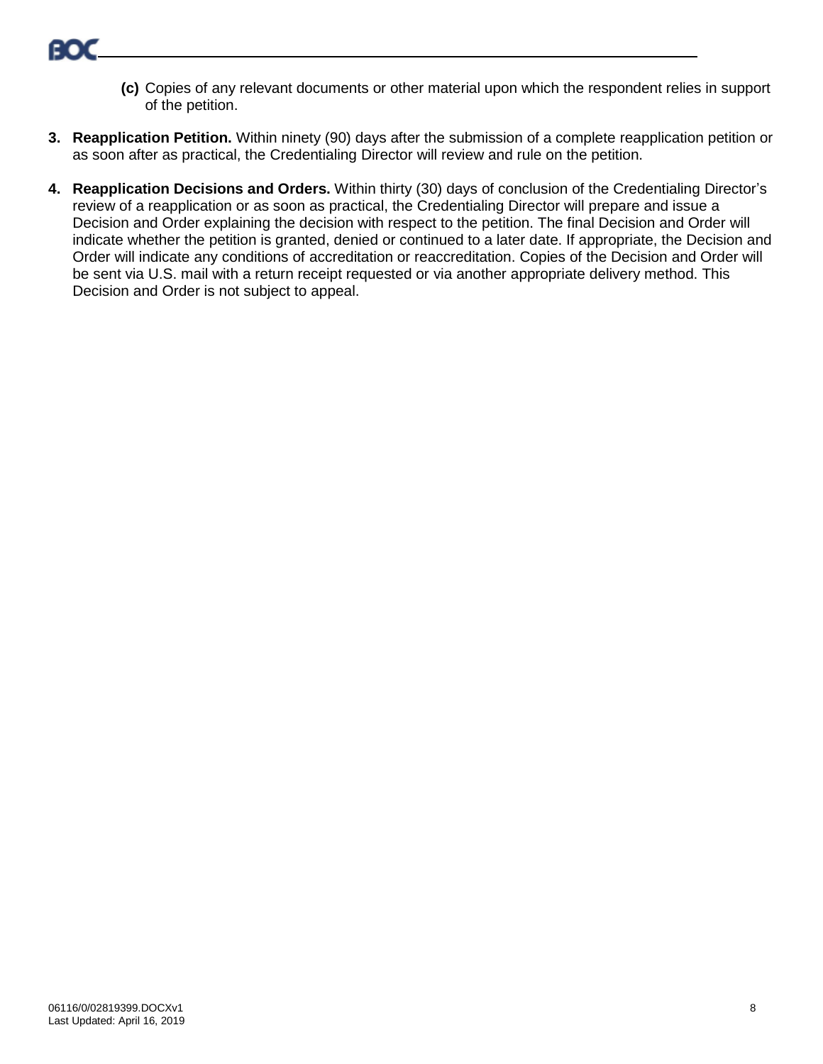**(c)** Copies of any relevant documents or other material upon which the respondent relies in support of the petition.

3. **Reapplication Petition.** Within ninety (90) days after the submission of a complete reapplication petition or as soon after as practical, the Credentialing Director will review and rule on the petition.

4. **Reapplication Decisions and Orders.** Within thirty (30) days of conclusion of the Credentialing Director's review of a reapplication or as soon as practical, the Credentialing Director will prepare and issue a Decision and Order explaining the decision with respect to the petition. The final Decision and Order will indicate whether the petition is granted, denied or continued to a later date. If appropriate, the Decision and Order will indicate any conditions of accreditation or reaccreditation. Copies of the Decision and Order will be sent via U.S. mail with a return receipt requested or via another appropriate delivery method. This Decision and Order is not subject to appeal.